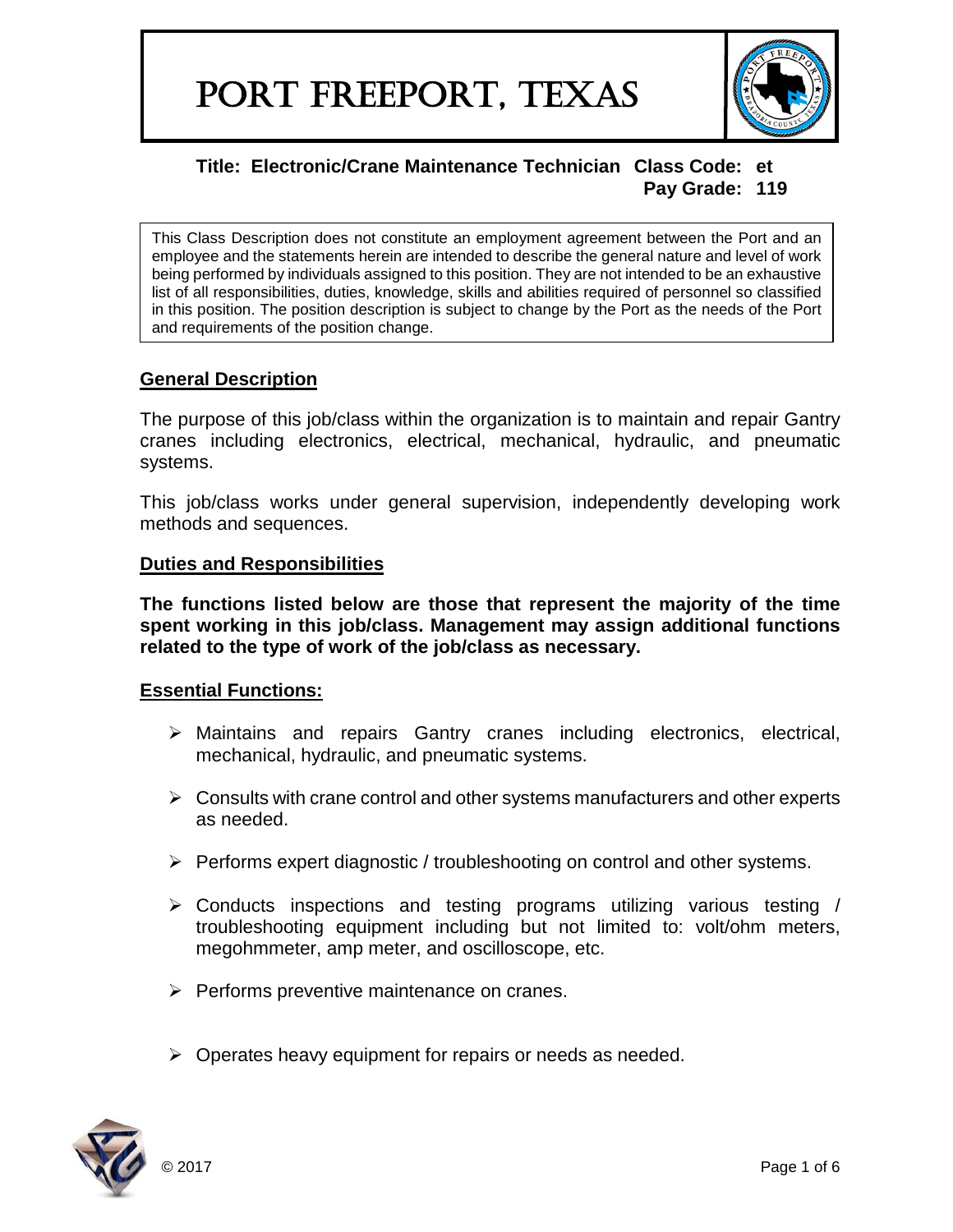# PORT FREEPORT, TEXAS

**Title: Electronic/Crane Maintenance Technician Class Code: et**
**Pay Grade: 119**

This Class Description does not constitute an employment agreement between the Port and an employee and the statements herein are intended to describe the general nature and level of work being performed by individuals assigned to this position. They are not intended to be an exhaustive list of all responsibilities, duties, knowledge, skills and abilities required of personnel so classified in this position. The position description is subject to change by the Port as the needs of the Port and requirements of the position change.

## General Description

The purpose of this job/class within the organization is to maintain and repair Gantry cranes including electronics, electrical, mechanical, hydraulic, and pneumatic systems.

This job/class works under general supervision, independently developing work methods and sequences.

## Duties and Responsibilities

**The functions listed below are those that represent the majority of the time spent working in this job/class. Management may assign additional functions related to the type of work of the job/class as necessary.**

### Essential Functions:

- Maintains and repairs Gantry cranes including electronics, electrical, mechanical, hydraulic, and pneumatic systems.
- Consults with crane control and other systems manufacturers and other experts as needed.
- Performs expert diagnostic / troubleshooting on control and other systems.
- Conducts inspections and testing programs utilizing various testing / troubleshooting equipment including but not limited to: volt/ohm meters, megohmmeter, amp meter, and oscilloscope, etc.
- Performs preventive maintenance on cranes.
- Operates heavy equipment for repairs or needs as needed.

© 2017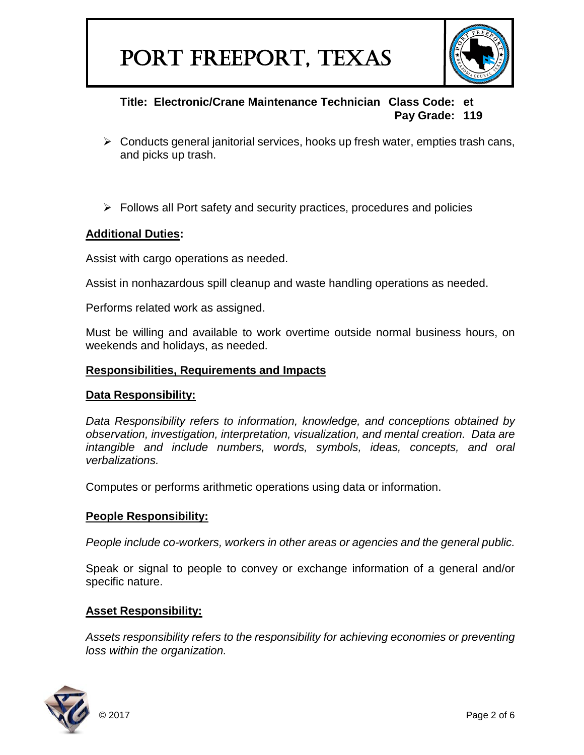- Conducts general janitorial services, hooks up fresh water, empties trash cans, and picks up trash.

- Follows all Port safety and security practices, procedures and policies

**Additional Duties:**

Assist with cargo operations as needed.

Assist in nonhazardous spill cleanup and waste handling operations as needed.

Performs related work as assigned.

Must be willing and available to work overtime outside normal business hours, on weekends and holidays, as needed.

**Responsibilities, Requirements and Impacts**

**Data Responsibility:**

*Data Responsibility refers to information, knowledge, and conceptions obtained by observation, investigation, interpretation, visualization, and mental creation. Data are intangible and include numbers, words, symbols, ideas, concepts, and oral verbalizations.*

Computes or performs arithmetic operations using data or information.

**People Responsibility:**

*People include co-workers, workers in other areas or agencies and the general public.*

Speak or signal to people to convey or exchange information of a general and/or specific nature.

**Asset Responsibility:**

*Assets responsibility refers to the responsibility for achieving economies or preventing loss within the organization.*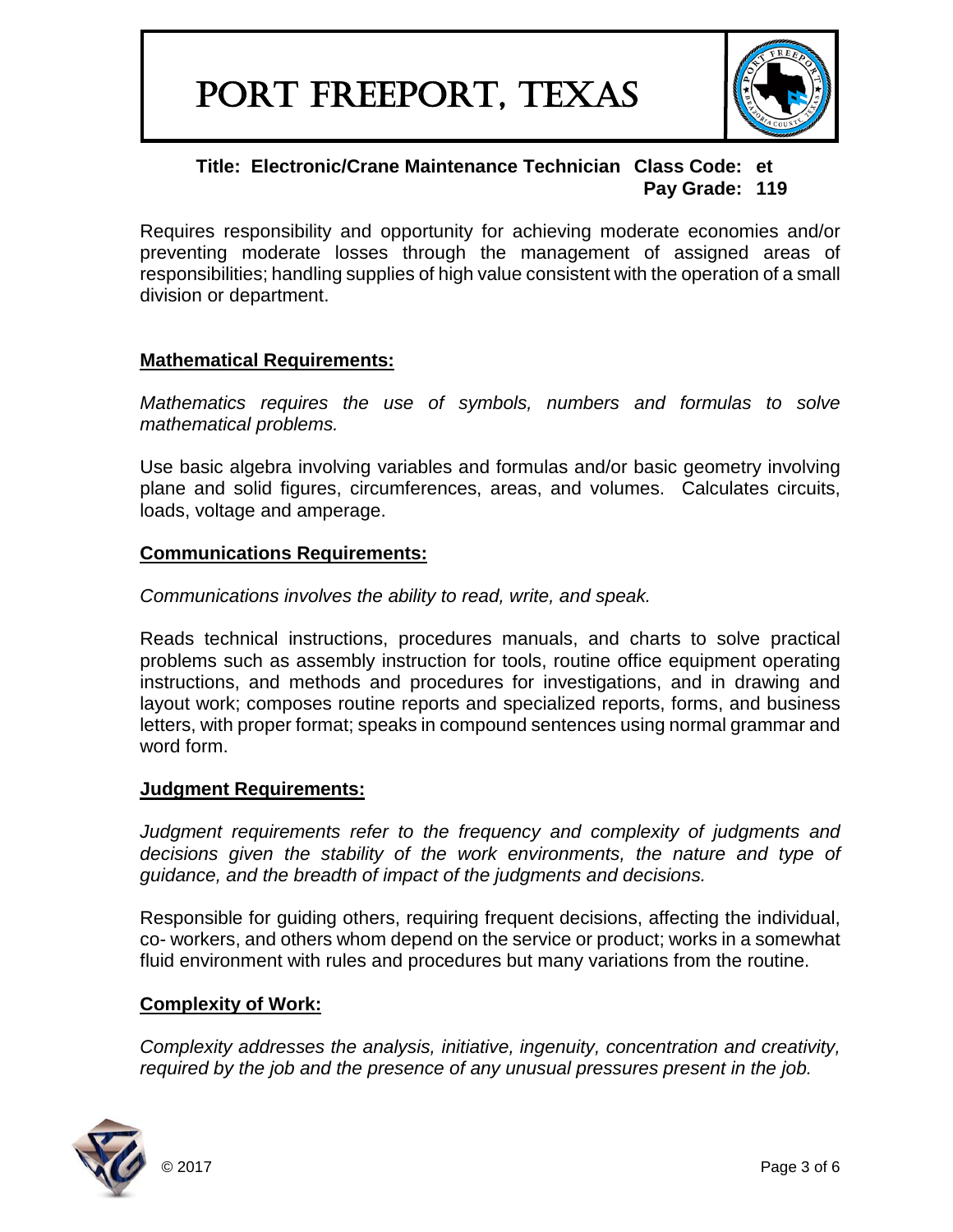# PORT FREEPORT, TEXAS

**Title: Electronic/Crane Maintenance Technician Class Code: et**
**Pay Grade: 119**

Requires responsibility and opportunity for achieving moderate economies and/or preventing moderate losses through the management of assigned areas of responsibilities; handling supplies of high value consistent with the operation of a small division or department.

## Mathematical Requirements:

*Mathematics requires the use of symbols, numbers and formulas to solve mathematical problems.*

Use basic algebra involving variables and formulas and/or basic geometry involving plane and solid figures, circumferences, areas, and volumes. Calculates circuits, loads, voltage and amperage.

## Communications Requirements:

*Communications involves the ability to read, write, and speak.*

Reads technical instructions, procedures manuals, and charts to solve practical problems such as assembly instruction for tools, routine office equipment operating instructions, and methods and procedures for investigations, and in drawing and layout work; composes routine reports and specialized reports, forms, and business letters, with proper format; speaks in compound sentences using normal grammar and word form.

## Judgment Requirements:

*Judgment requirements refer to the frequency and complexity of judgments and decisions given the stability of the work environments, the nature and type of guidance, and the breadth of impact of the judgments and decisions.*

Responsible for guiding others, requiring frequent decisions, affecting the individual, co- workers, and others whom depend on the service or product; works in a somewhat fluid environment with rules and procedures but many variations from the routine.

## Complexity of Work:

*Complexity addresses the analysis, initiative, ingenuity, concentration and creativity, required by the job and the presence of any unusual pressures present in the job.*

© 2017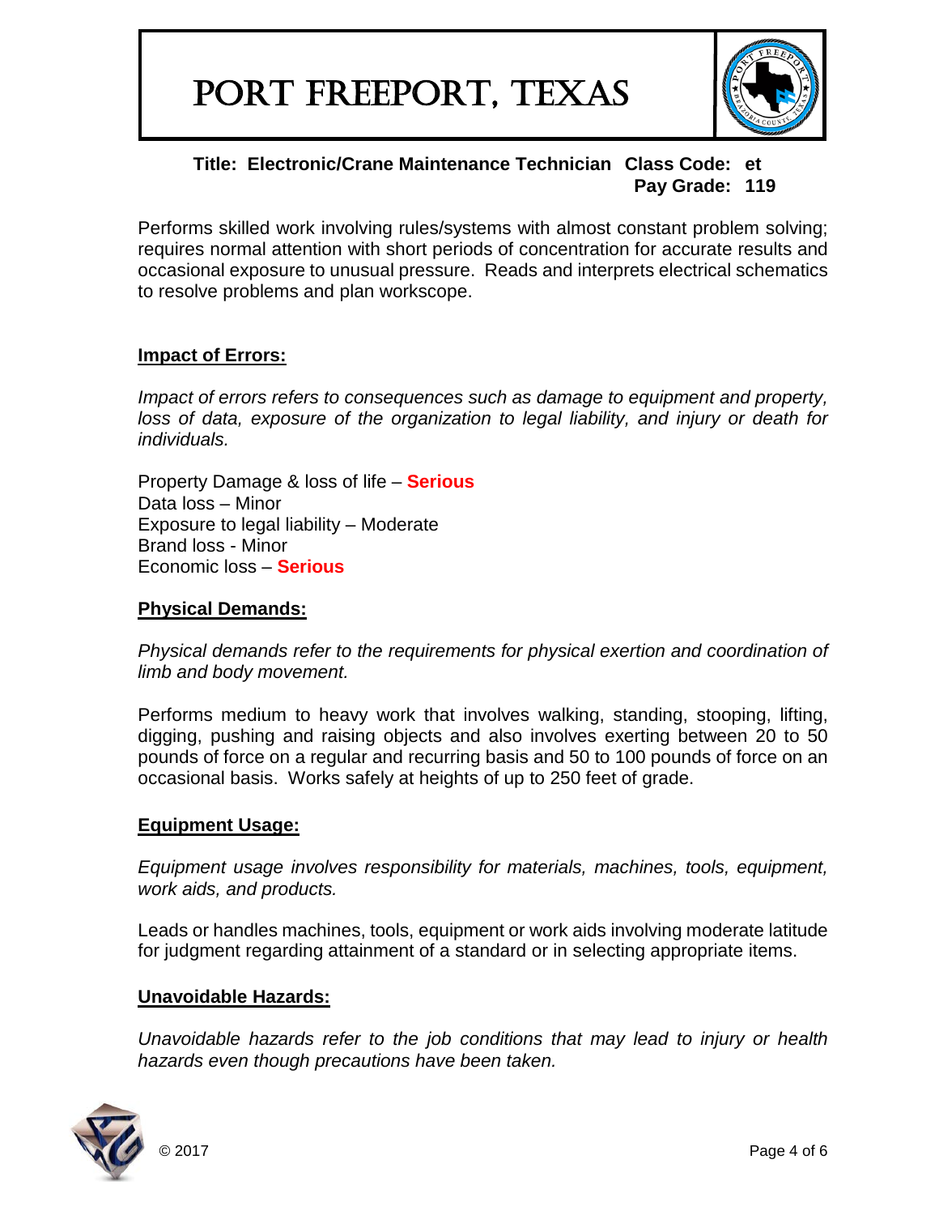# PORT FREEPORT, TEXAS

**Title: Electronic/Crane Maintenance Technician Class Code: et**
**Pay Grade: 119**

Performs skilled work involving rules/systems with almost constant problem solving; requires normal attention with short periods of concentration for accurate results and occasional exposure to unusual pressure. Reads and interprets electrical schematics to resolve problems and plan workscope.

## Impact of Errors:

*Impact of errors refers to consequences such as damage to equipment and property, loss of data, exposure of the organization to legal liability, and injury or death for individuals.*

Property Damage & loss of life – **Serious**
Data loss – Minor
Exposure to legal liability – Moderate
Brand loss - Minor
Economic loss – **Serious**

## Physical Demands:

*Physical demands refer to the requirements for physical exertion and coordination of limb and body movement.*

Performs medium to heavy work that involves walking, standing, stooping, lifting, digging, pushing and raising objects and also involves exerting between 20 to 50 pounds of force on a regular and recurring basis and 50 to 100 pounds of force on an occasional basis. Works safely at heights of up to 250 feet of grade.

## Equipment Usage:

*Equipment usage involves responsibility for materials, machines, tools, equipment, work aids, and products.*

Leads or handles machines, tools, equipment or work aids involving moderate latitude for judgment regarding attainment of a standard or in selecting appropriate items.

## Unavoidable Hazards:

*Unavoidable hazards refer to the job conditions that may lead to injury or health hazards even though precautions have been taken.*

© 2017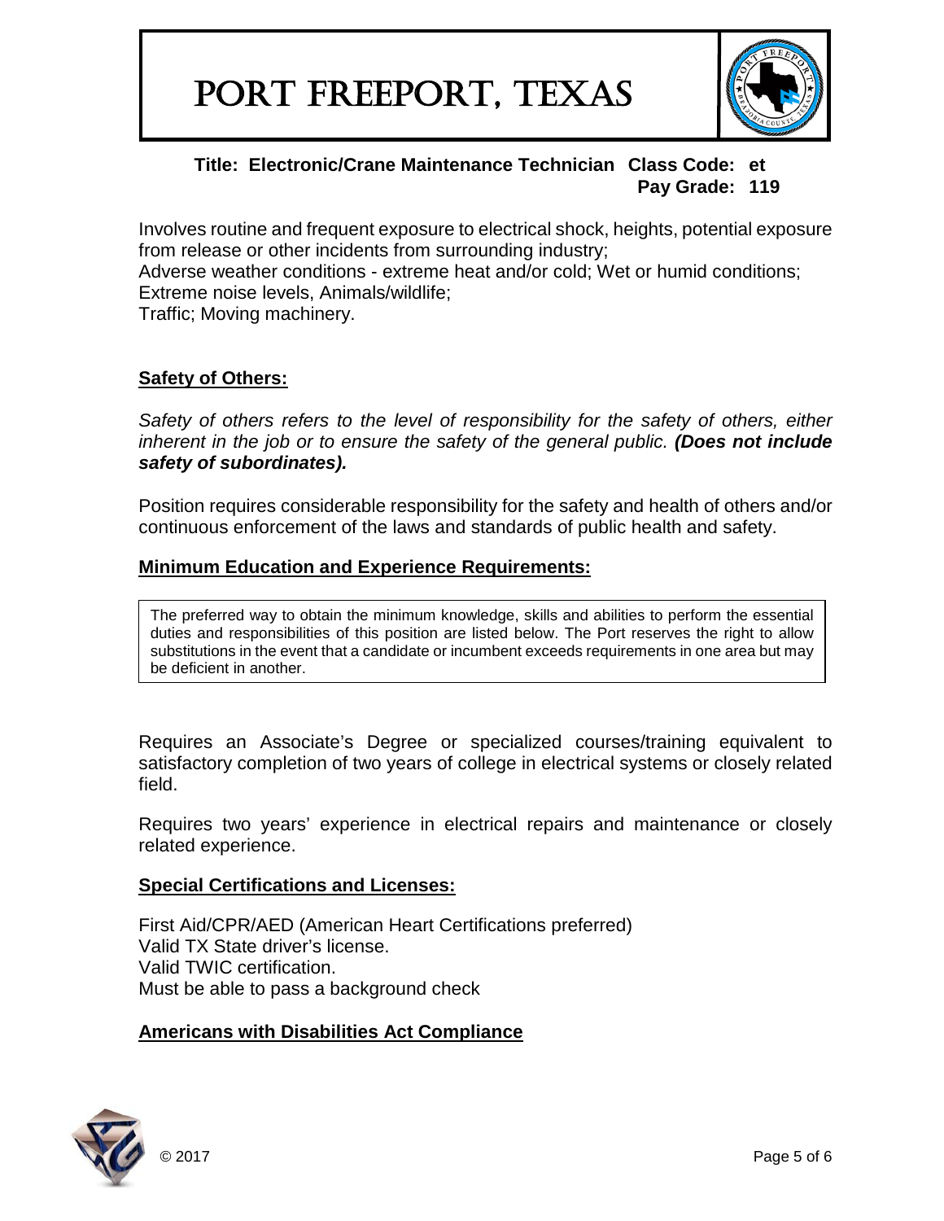Involves routine and frequent exposure to electrical shock, heights, potential exposure from release or other incidents from surrounding industry;
Adverse weather conditions - extreme heat and/or cold; Wet or humid conditions; Extreme noise levels, Animals/wildlife;
Traffic; Moving machinery.

## Safety of Others:

*Safety of others refers to the level of responsibility for the safety of others, either inherent in the job or to ensure the safety of the general public.* ***(Does not include safety of subordinates).***

Position requires considerable responsibility for the safety and health of others and/or continuous enforcement of the laws and standards of public health and safety.

## Minimum Education and Experience Requirements:

The preferred way to obtain the minimum knowledge, skills and abilities to perform the essential duties and responsibilities of this position are listed below. The Port reserves the right to allow substitutions in the event that a candidate or incumbent exceeds requirements in one area but may be deficient in another.

Requires an Associate's Degree or specialized courses/training equivalent to satisfactory completion of two years of college in electrical systems or closely related field.

Requires two years' experience in electrical repairs and maintenance or closely related experience.

## Special Certifications and Licenses:

First Aid/CPR/AED (American Heart Certifications preferred)
Valid TX State driver's license.
Valid TWIC certification.
Must be able to pass a background check

## Americans with Disabilities Act Compliance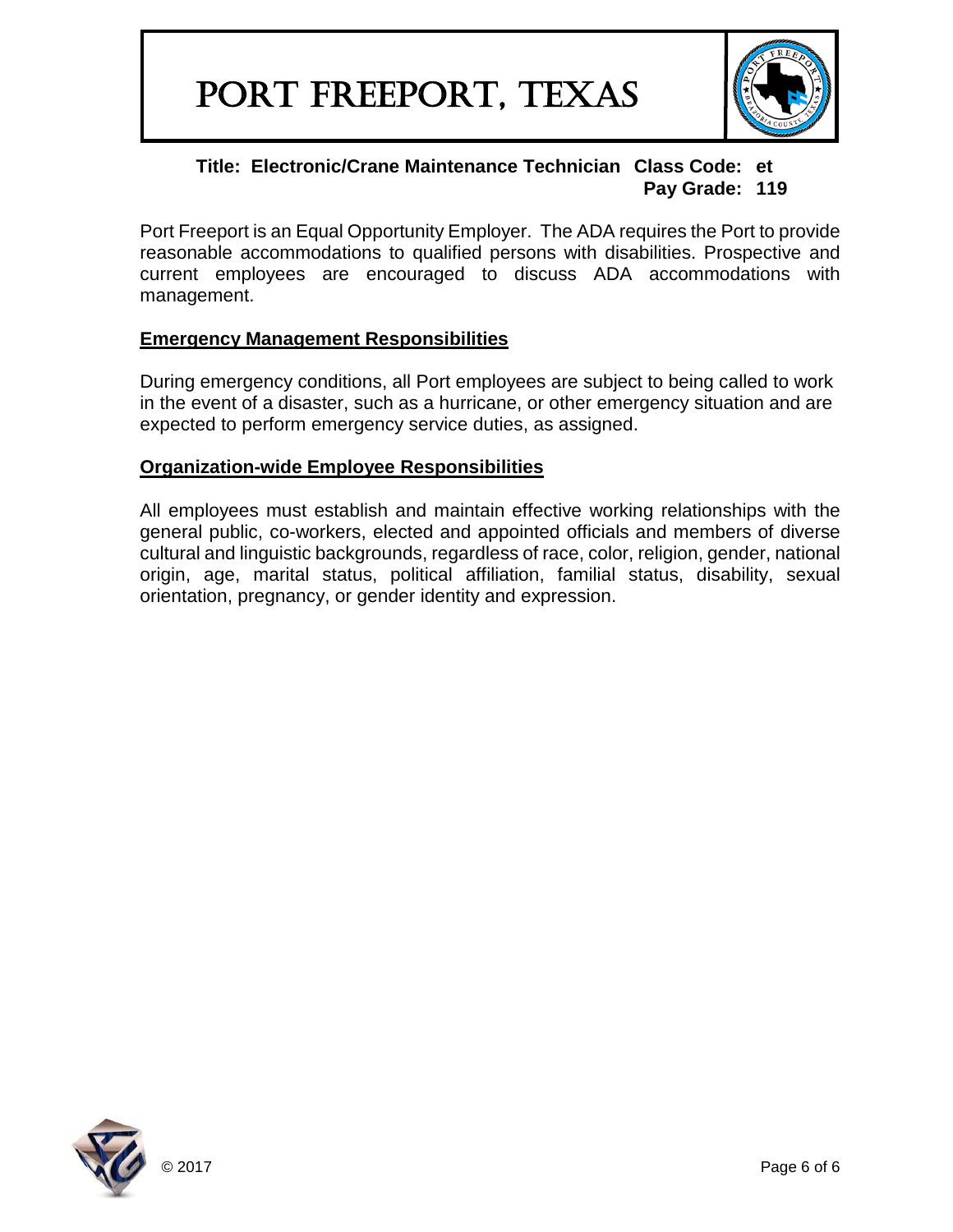# PORT FREEPORT, TEXAS

**Title: Electronic/Crane Maintenance Technician Class Code: et**
**Pay Grade: 119**

Port Freeport is an Equal Opportunity Employer. The ADA requires the Port to provide reasonable accommodations to qualified persons with disabilities. Prospective and current employees are encouraged to discuss ADA accommodations with management.

## Emergency Management Responsibilities

During emergency conditions, all Port employees are subject to being called to work in the event of a disaster, such as a hurricane, or other emergency situation and are expected to perform emergency service duties, as assigned.

## Organization-wide Employee Responsibilities

All employees must establish and maintain effective working relationships with the general public, co-workers, elected and appointed officials and members of diverse cultural and linguistic backgrounds, regardless of race, color, religion, gender, national origin, age, marital status, political affiliation, familial status, disability, sexual orientation, pregnancy, or gender identity and expression.

© 2017